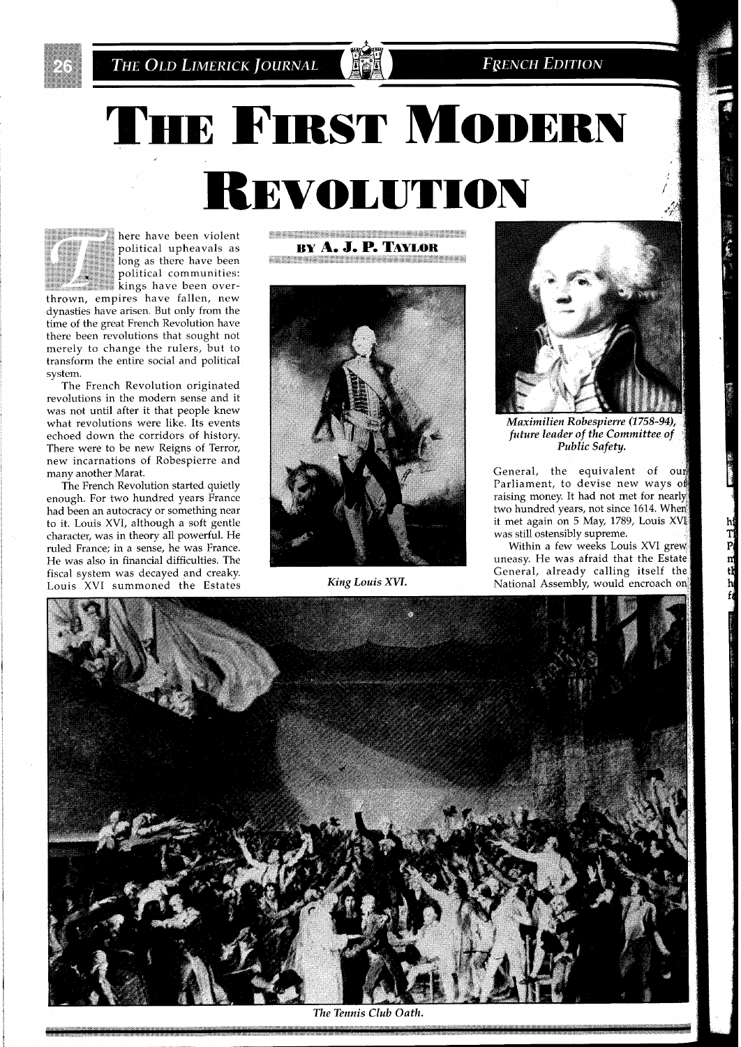# The First Modern Revolution

**By A. J. P. Taylor**

There have been violent political upheavals as long as there have been political communities: kings have been overthrown, empires have fallen, new dynasties have arisen. But only from the time of the great French Revolution have there been revolutions that sought not merely to change the rulers, but to transform the entire social and political system.

The French Revolution originated revolutions in the modern sense and it was not until after it that people knew what revolutions were like. Its events echoed down the corridors of history. There were to be new Reigns of Terror, new incarnations of Robespierre and many another Marat.

The French Revolution started quietly enough. For two hundred years France had been an autocracy or something near to it. Louis XVI, although a soft gentle character, was in theory all powerful. He ruled France; in a sense, he was France. He was also in financial difficulties. The fiscal system was decayed and creaky. Louis XVI summoned the Estates General, the equivalent of our Parliament, to devise new ways of raising money. It had not met for nearly two hundred years, not since 1614. When it met again on 5 May, 1789, Louis XVI was still ostensibly supreme.

Within a few weeks Louis XVI grew uneasy. He was afraid that the Estate General, already calling itself the National Assembly, would encroach on

*King Louis XVI.*

*Maximilien Robespierre (1758-94), future leader of the Committee of Public Safety.*

*The Tennis Club Oath.*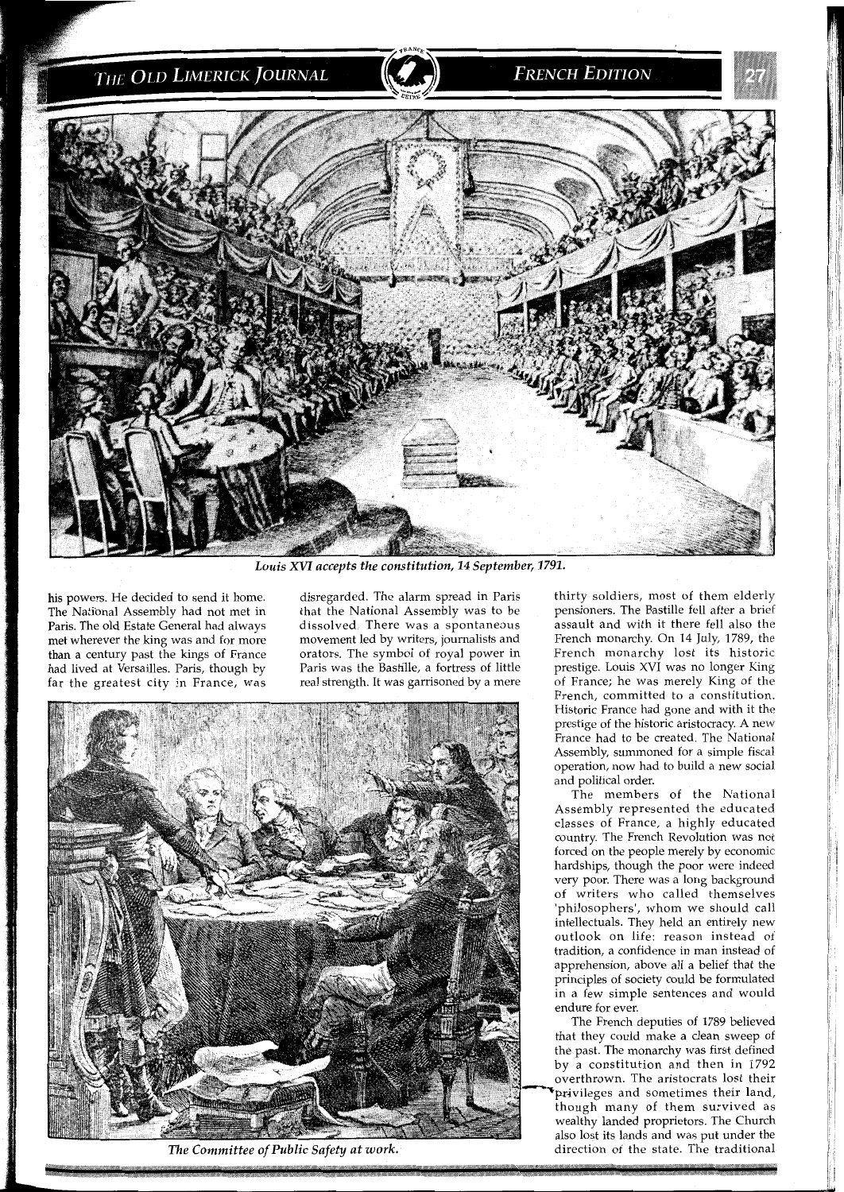*Louis XVI accepts the constitution, 14 September, 1791.*

his powers. He decided to send it home. The National Assembly had not met in Paris. The old Estate General had always met wherever the king was and for more than a century past the kings of France had lived at Versailles. Paris, though by far the greatest city in France, was disregarded. The alarm spread in Paris that the National Assembly was to be dissolved. There was a spontaneous movement led by writers, journalists and orators. The symbol of royal power in Paris was the Bastille, a fortress of little real strength. It was garrisoned by a mere thirty soldiers, most of them elderly pensioners. The Bastille fell after a brief assault and with it there fell also the French monarchy. On 14 July, 1789, the French monarchy lost its historic prestige. Louis XVI was no longer King of France; he was merely King of the French, committed to a constitution. Historic France had gone and with it the prestige of the historic aristocracy. A new France had to be created. The National Assembly, summoned for a simple fiscal operation, now had to build a new social and political order.

*The Committee of Public Safety at work.*

The members of the National Assembly represented the educated classes of France, a highly educated country. The French Revolution was not forced on the people merely by economic hardships, though the poor were indeed very poor. There was a long background of writers who called themselves 'philosophers', whom we should call intellectuals. They held an entirely new outlook on life: reason instead of tradition, a confidence in man instead of apprehension, above all a belief that the principles of society could be formulated in a few simple sentences and would endure for ever.

The French deputies of 1789 believed that they could make a clean sweep of the past. The monarchy was first defined by a constitution and then in 1792 overthrown. The aristocrats lost their privileges and sometimes their land, though many of them survived as wealthy landed proprietors. The Church also lost its lands and was put under the direction of the state. The traditional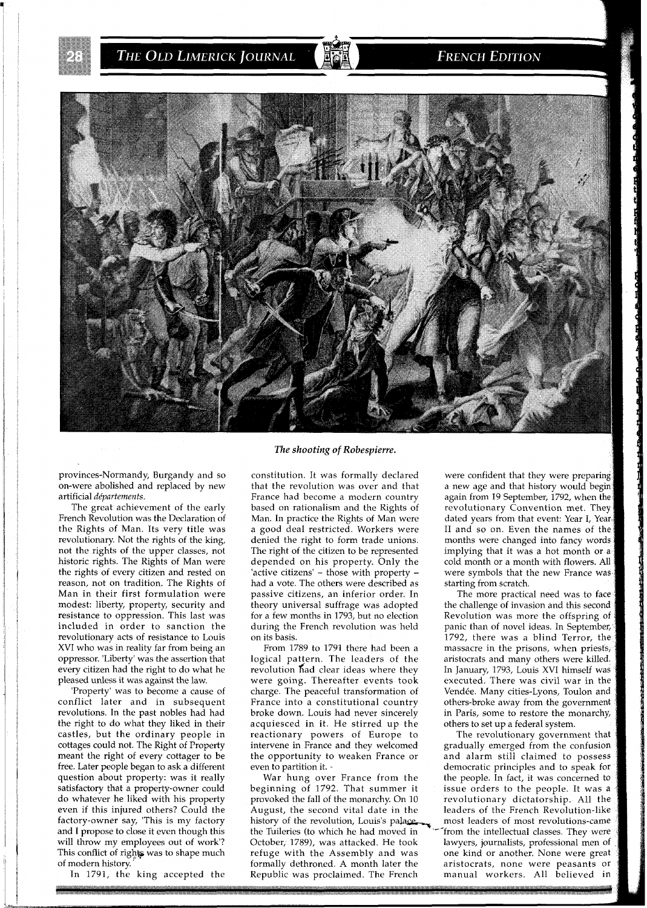*The shooting of Robespierre.*

provinces-Normandy, Burgandy and so on-were abolished and replaced by new artificial *départements*.

The great achievement of the early French Revolution was the Declaration of the Rights of Man. Its very title was revolutionary. Not the rights of the king, not the rights of the upper classes, not historic rights. The Rights of Man were the rights of every citizen and rested on reason, not on tradition. The Rights of Man in their first formulation were modest: liberty, property, security and resistance to oppression. This last was included in order to sanction the revolutionary acts of resistance to Louis XVI who was in reality far from being an oppressor. 'Liberty' was the assertion that every citizen had the right to do what he pleased unless it was against the law.

'Property' was to become a cause of conflict later and in subsequent revolutions. In the past nobles had had the right to do what they liked in their castles, but the ordinary people in cottages could not. The Right of Property meant the right of every cottager to be free. Later people began to ask a different question about property: was it really satisfactory that a property-owner could do whatever he liked with his property even if this injured others? Could the factory-owner say, 'This is my factory and I propose to close it even though this will throw my employees out of work'? This conflict of rights was to shape much of modern history.

In 1791, the king accepted the constitution. It was formally declared that the revolution was over and that France had become a modern country based on rationalism and the Rights of Man. In practice the Rights of Man were a good deal restricted. Workers were denied the right to form trade unions. The right of the citizen to be represented depended on his property. Only the 'active citizens' – those with property – had a vote. The others were described as passive citizens, an inferior order. In theory universal suffrage was adopted for a few months in 1793, but no election during the French revolution was held on its basis.

From 1789 to 1791 there had been a logical pattern. The leaders of the revolution had clear ideas where they were going. Thereafter events took charge. The peaceful transformation of France into a constitutional country broke down. Louis had never sincerely acquiesced in it. He stirred up the reactionary powers of Europe to intervene in France and they welcomed the opportunity to weaken France or even to partition it.

War hung over France from the beginning of 1792. That summer it provoked the fall of the monarchy. On 10 August, the second vital date in the history of the revolution, Louis's palace, the Tuileries (to which he had moved in October, 1789), was attacked. He took refuge with the Assembly and was formally dethroned. A month later the Republic was proclaimed. The French were confident that they were preparing a new age and that history would begin again from 19 September, 1792, when the revolutionary Convention met. They dated years from that event: Year I, Year II and so on. Even the names of the months were changed into fancy words implying that it was a hot month or a cold month or a month with flowers. All were symbols that the new France was starting from scratch.

The more practical need was to face the challenge of invasion and this second Revolution was more the offspring of panic than of novel ideas. In September, 1792, there was a blind Terror, the massacre in the prisons, when priests, aristocrats and many others were killed. In January, 1793, Louis XVI himself was executed. There was civil war in the Vendée. Many cities-Lyons, Toulon and others-broke away from the government in Paris, some to restore the monarchy, others to set up a federal system.

The revolutionary government that gradually emerged from the confusion and alarm still claimed to possess democratic principles and to speak for the people. In fact, it was concerned to issue orders to the people. It was a revolutionary dictatorship. All the leaders of the French Revolution-like most leaders of most revolutions-came from the intellectual classes. They were lawyers, journalists, professional men of one kind or another. None were great aristocrats, none were peasants or manual workers. All believed in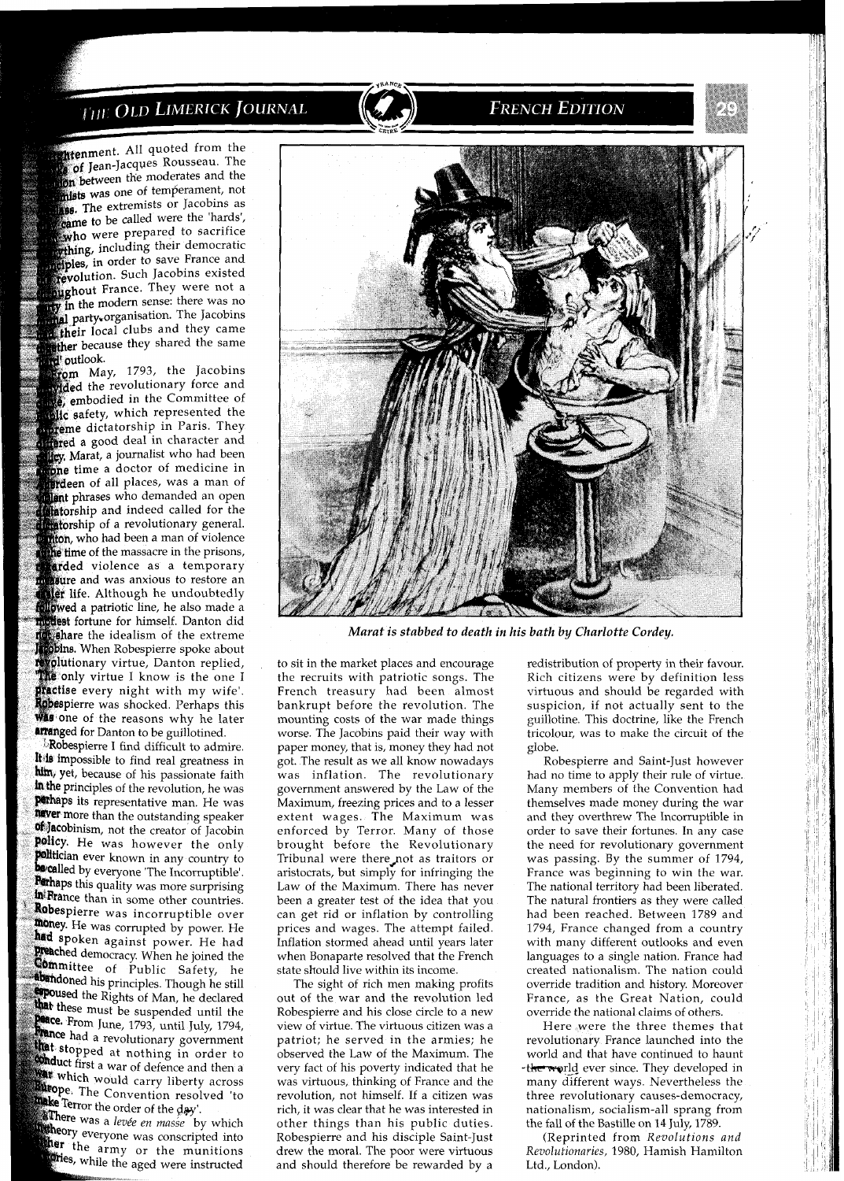Enlightenment. All quoted from the works of Jean-Jacques Rousseau. The division between the moderates and the extremists was one of temperament, not class. The extremists or Jacobins as they came to be called were the 'hards', men who were prepared to sacrifice everything, including their democratic principles, in order to save France and the revolution. Such Jacobins existed throughout France. They were not a party in the modern sense: there was no central party-organisation. The Jacobins had their local clubs and they came together because they shared the same 'hard' outlook.

From May, 1793, the Jacobins provided the revolutionary force and drive, embodied in the Committee of Public safety, which represented the supreme dictatorship in Paris. They differed a good deal in character and policy. Marat, a journalist who had been at one time a doctor of medicine in Aberdeen of all places, was a man of violent phrases who demanded an open dictatorship and indeed called for the dictatorship of a revolutionary general. Danton, who had been a man of violence at the time of the massacre in the prisons, regarded violence as a temporary measure and was anxious to restore an easier life. Although he undoubtedly followed a patriotic line, he also made a modest fortune for himself. Danton did not share the idealism of the extreme Jacobins. When Robespierre spoke about revolutionary virtue, Danton replied, 'The only virtue I know is the one I practise every night with my wife'. Robespierre was shocked. Perhaps this was one of the reasons why he later arranged for Danton to be guillotined.

Robespierre I find difficult to admire. It is impossible to find real greatness in him, yet, because of his passionate faith in the principles of the revolution, he was perhaps its representative man. He was never more than the outstanding speaker of Jacobinism, not the creator of Jacobin policy. He was however the only politician ever known in any country to be called by everyone 'The Incorruptible'. Perhaps this quality was more surprising in France than in some other countries. Robespierre was incorruptible over money. He was corrupted by power. He had spoken against power. He had preached democracy. When he joined the Committee of Public Safety, he abandoned his principles. Though he still espoused the Rights of Man, he declared that these must be suspended until the peace. From June, 1793, until July, 1794, France had a revolutionary government that stopped at nothing in order to conduct first a war of defence and then a war which would carry liberty across Europe. The Convention resolved 'to make Terror the order of the day'.

There was a *levée en masse* by which in theory everyone was conscripted into either the army or the munitions factories, while the aged were instructed to sit in the market places and encourage the recruits with patriotic songs. The French treasury had been almost bankrupt before the revolution. The mounting costs of the war made things worse. The Jacobins paid their way with paper money, that is, money they had not got. The result as we all know nowadays was inflation. The revolutionary government answered by the Law of the Maximum, freezing prices and to a lesser extent wages. The Maximum was enforced by Terror. Many of those brought before the Revolutionary Tribunal were there not as traitors or aristocrats, but simply for infringing the Law of the Maximum. There has never been a greater test of the idea that you can get rid or inflation by controlling prices and wages. The attempt failed. Inflation stormed ahead until years later when Bonaparte resolved that the French state should live within its income.

The sight of rich men making profits out of the war and the revolution led Robespierre and his close circle to a new view of virtue. The virtuous citizen was a patriot; he served in the armies; he observed the Law of the Maximum. The very fact of his poverty indicated that he was virtuous, thinking of France and the revolution, not himself. If a citizen was rich, it was clear that he was interested in other things than his public duties. Robespierre and his disciple Saint-Just drew the moral. The poor were virtuous and should therefore be rewarded by a redistribution of property in their favour. Rich citizens were by definition less virtuous and should be regarded with suspicion, if not actually sent to the guillotine. This doctrine, like the French tricolour, was to make the circuit of the globe.

Robespierre and Saint-Just however had no time to apply their rule of virtue. Many members of the Convention had themselves made money during the war and they overthrew The Incorruptible in order to save their fortunes. In any case the need for revolutionary government was passing. By the summer of 1794, France was beginning to win the war. The national territory had been liberated. The natural frontiers as they were called had been reached. Between 1789 and 1794, France changed from a country with many different outlooks and even languages to a single nation. France had created nationalism. The nation could override tradition and history. Moreover France, as the Great Nation, could override the national claims of others.

Here were the three themes that revolutionary France launched into the world and that have continued to haunt the world ever since. They developed in many different ways. Nevertheless the three revolutionary causes-democracy, nationalism, socialism-all sprang from the fall of the Bastille on 14 July, 1789.

(Reprinted from *Revolutions and Revolutionaries*, 1980, Hamish Hamilton Ltd., London).

*Marat is stabbed to death in his bath by Charlotte Cordey.*